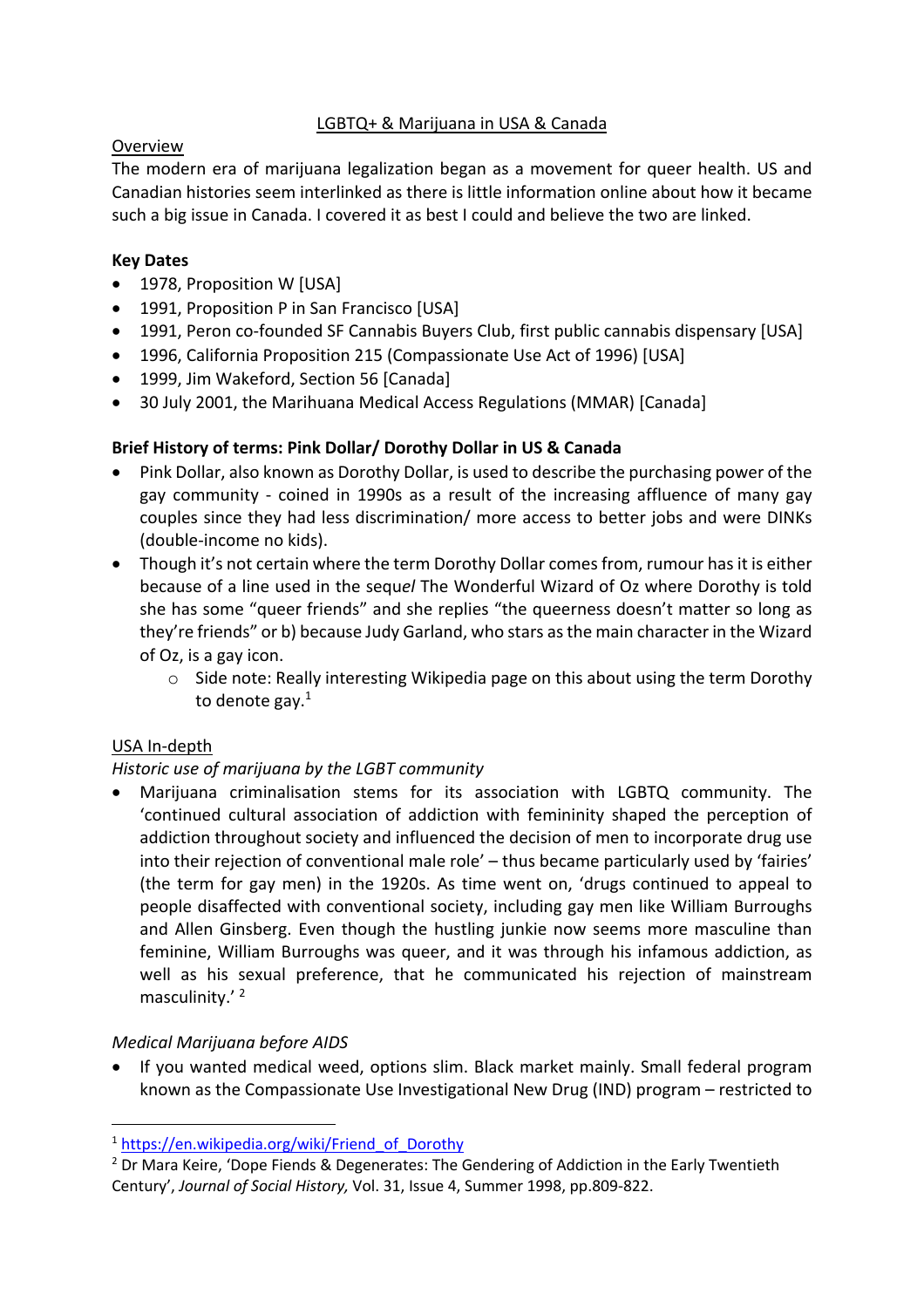# LGBTQ+ & Marijuana in USA & Canada

## Overview

The modern era of marijuana legalization began as a movement for queer health. US and Canadian histories seem interlinked as there is little information online about how it became such a big issue in Canada. I covered it as best I could and believe the two are linked.

**Key Dates**

- 1978, Proposition W [USA]
- 1991, Proposition P in San Francisco [USA]
- 1991, Peron co-founded SF Cannabis Buyers Club, first public cannabis dispensary [USA]
- 1996, California Proposition 215 (Compassionate Use Act of 1996) [USA]
- 1999, Jim Wakeford, Section 56 [Canada]
- 30 July 2001, the Marihuana Medical Access Regulations (MMAR) [Canada]

**Brief History of terms: Pink Dollar/ Dorothy Dollar in US & Canada**

- Pink Dollar, also known as Dorothy Dollar, is used to describe the purchasing power of the gay community - coined in 1990s as a result of the increasing affluence of many gay couples since they had less discrimination/ more access to better jobs and were DINKs (double-income no kids).
- Though it's not certain where the term Dorothy Dollar comes from, rumour has it is either because of a line used in the seque*l* The Wonderful Wizard of Oz where Dorothy is told she has some "queer friends" and she replies "the queerness doesn't matter so long as they're friends" or b) because Judy Garland, who stars as the main character in the Wizard of Oz, is a gay icon.
    - Side note: Really interesting Wikipedia page on this about using the term Dorothy to denote gay.[1]

## USA In-depth

*Historic use of marijuana by the LGBT community*

- Marijuana criminalisation stems for its association with LGBTQ community. The 'continued cultural association of addiction with femininity shaped the perception of addiction throughout society and influenced the decision of men to incorporate drug use into their rejection of conventional male role' – thus became particularly used by 'fairies' (the term for gay men) in the 1920s. As time went on, 'drugs continued to appeal to people disaffected with conventional society, including gay men like William Burroughs and Allen Ginsberg. Even though the hustling junkie now seems more masculine than feminine, William Burroughs was queer, and it was through his infamous addiction, as well as his sexual preference, that he communicated his rejection of mainstream masculinity.' [2]

*Medical Marijuana before AIDS*

- If you wanted medical weed, options slim. Black market mainly. Small federal program known as the Compassionate Use Investigational New Drug (IND) program – restricted to

---

[1] https://en.wikipedia.org/wiki/Friend_of_Dorothy

[2] Dr Mara Keire, 'Dope Fiends & Degenerates: The Gendering of Addiction in the Early Twentieth Century', *Journal of Social History,* Vol. 31, Issue 4, Summer 1998, pp.809-822.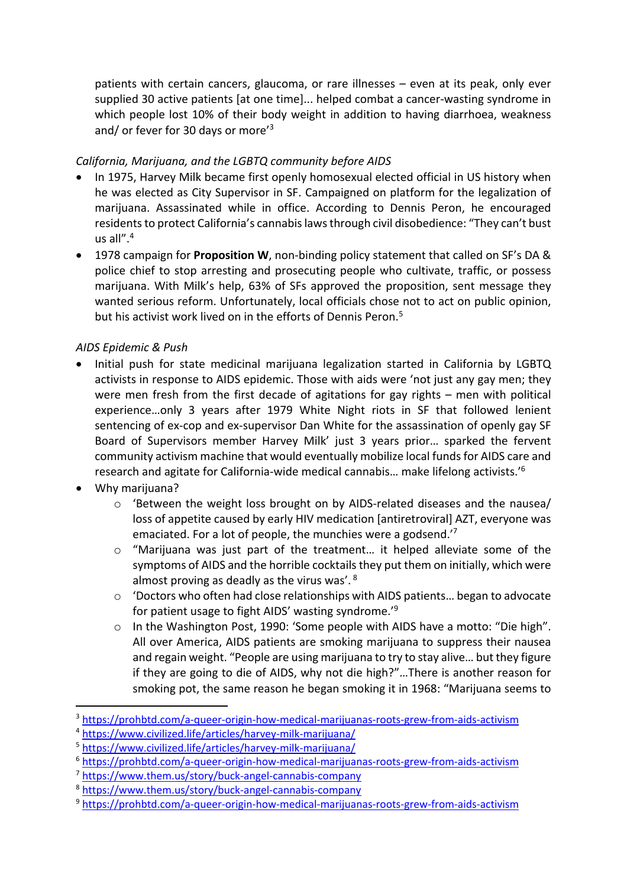patients with certain cancers, glaucoma, or rare illnesses – even at its peak, only ever supplied 30 active patients [at one time]... helped combat a cancer-wasting syndrome in which people lost 10% of their body weight in addition to having diarrhoea, weakness and/ or fever for 30 days or more'[3]

*California, Marijuana, and the LGBTQ community before AIDS*

- In 1975, Harvey Milk became first openly homosexual elected official in US history when he was elected as City Supervisor in SF. Campaigned on platform for the legalization of marijuana. Assassinated while in office. According to Dennis Peron, he encouraged residents to protect California's cannabis laws through civil disobedience: "They can't bust us all".[4]
- 1978 campaign for **Proposition W**, non-binding policy statement that called on SF's DA & police chief to stop arresting and prosecuting people who cultivate, traffic, or possess marijuana. With Milk's help, 63% of SFs approved the proposition, sent message they wanted serious reform. Unfortunately, local officials chose not to act on public opinion, but his activist work lived on in the efforts of Dennis Peron.[5]

*AIDS Epidemic & Push*

- Initial push for state medicinal marijuana legalization started in California by LGBTQ activists in response to AIDS epidemic. Those with aids were 'not just any gay men; they were men fresh from the first decade of agitations for gay rights – men with political experience…only 3 years after 1979 White Night riots in SF that followed lenient sentencing of ex-cop and ex-supervisor Dan White for the assassination of openly gay SF Board of Supervisors member Harvey Milk' just 3 years prior… sparked the fervent community activism machine that would eventually mobilize local funds for AIDS care and research and agitate for California-wide medical cannabis… make lifelong activists.'[6]
- Why marijuana?
    - 'Between the weight loss brought on by AIDS-related diseases and the nausea/ loss of appetite caused by early HIV medication [antiretroviral] AZT, everyone was emaciated. For a lot of people, the munchies were a godsend.'[7]
    - "Marijuana was just part of the treatment… it helped alleviate some of the symptoms of AIDS and the horrible cocktails they put them on initially, which were almost proving as deadly as the virus was'. [8]
    - 'Doctors who often had close relationships with AIDS patients… began to advocate for patient usage to fight AIDS' wasting syndrome.'[9]
    - In the Washington Post, 1990: 'Some people with AIDS have a motto: "Die high". All over America, AIDS patients are smoking marijuana to suppress their nausea and regain weight. "People are using marijuana to try to stay alive… but they figure if they are going to die of AIDS, why not die high?"…There is another reason for smoking pot, the same reason he began smoking it in 1968: "Marijuana seems to

---

[3] https://prohbtd.com/a-queer-origin-how-medical-marijuanas-roots-grew-from-aids-activism
[4] https://www.civilized.life/articles/harvey-milk-marijuana/
[5] https://www.civilized.life/articles/harvey-milk-marijuana/
[6] https://prohbtd.com/a-queer-origin-how-medical-marijuanas-roots-grew-from-aids-activism
[7] https://www.them.us/story/buck-angel-cannabis-company
[8] https://www.them.us/story/buck-angel-cannabis-company
[9] https://prohbtd.com/a-queer-origin-how-medical-marijuanas-roots-grew-from-aids-activism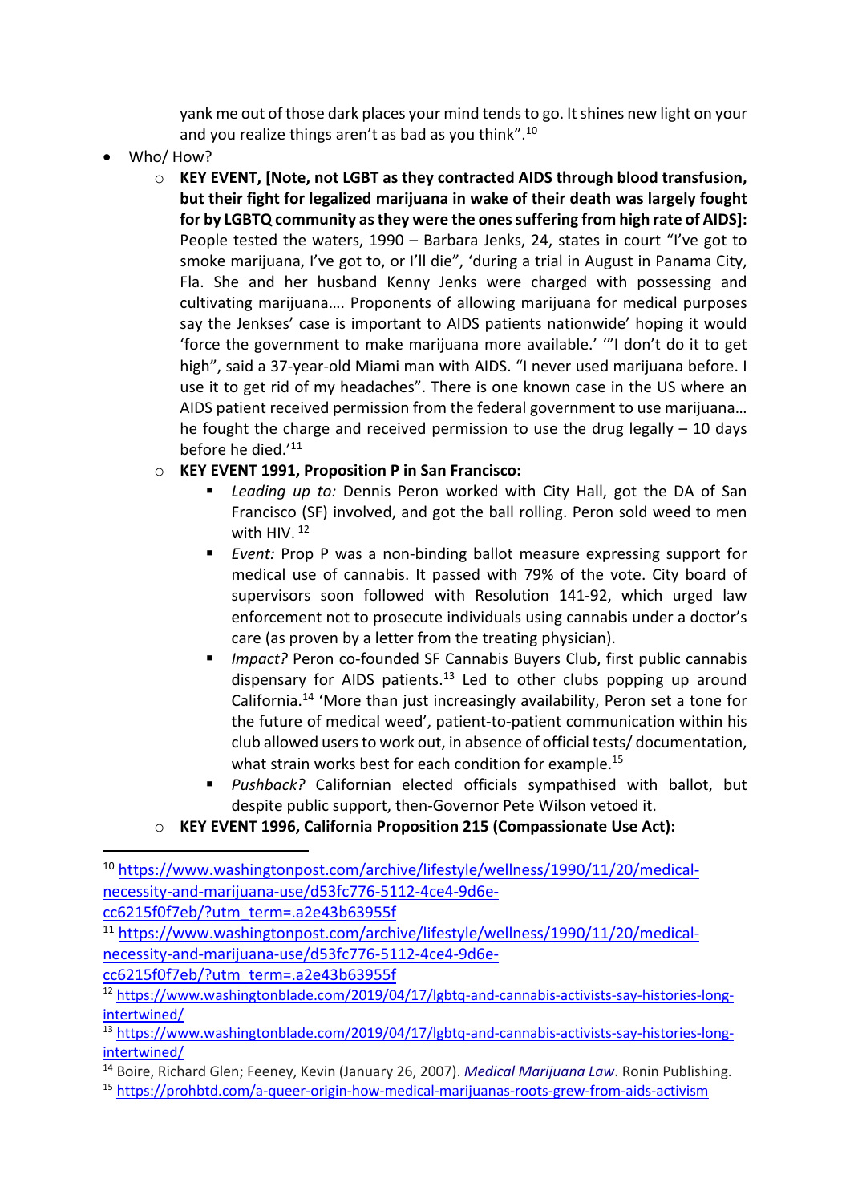yank me out of those dark places your mind tends to go. It shines new light on your and you realize things aren't as bad as you think".[10]

- Who/ How?
  - **KEY EVENT, [Note, not LGBT as they contracted AIDS through blood transfusion, but their fight for legalized marijuana in wake of their death was largely fought for by LGBTQ community as they were the ones suffering from high rate of AIDS]:** People tested the waters, 1990 – Barbara Jenks, 24, states in court "I've got to smoke marijuana, I've got to, or I'll die", 'during a trial in August in Panama City, Fla. She and her husband Kenny Jenks were charged with possessing and cultivating marijuana…. Proponents of allowing marijuana for medical purposes say the Jenkses' case is important to AIDS patients nationwide' hoping it would 'force the government to make marijuana more available.' '"I don't do it to get high", said a 37-year-old Miami man with AIDS. "I never used marijuana before. I use it to get rid of my headaches". There is one known case in the US where an AIDS patient received permission from the federal government to use marijuana… he fought the charge and received permission to use the drug legally – 10 days before he died.'[11]
  - **KEY EVENT 1991, Proposition P in San Francisco:**
    - *Leading up to:* Dennis Peron worked with City Hall, got the DA of San Francisco (SF) involved, and got the ball rolling. Peron sold weed to men with HIV. [12]
    - *Event:* Prop P was a non-binding ballot measure expressing support for medical use of cannabis. It passed with 79% of the vote. City board of supervisors soon followed with Resolution 141-92, which urged law enforcement not to prosecute individuals using cannabis under a doctor's care (as proven by a letter from the treating physician).
    - *Impact?* Peron co-founded SF Cannabis Buyers Club, first public cannabis dispensary for AIDS patients.[13] Led to other clubs popping up around California.[14] 'More than just increasingly availability, Peron set a tone for the future of medical weed', patient-to-patient communication within his club allowed users to work out, in absence of official tests/ documentation, what strain works best for each condition for example.[15]
    - *Pushback?* Californian elected officials sympathised with ballot, but despite public support, then-Governor Pete Wilson vetoed it.
  - **KEY EVENT 1996, California Proposition 215 (Compassionate Use Act):**

---

[10] https://www.washingtonpost.com/archive/lifestyle/wellness/1990/11/20/medical-necessity-and-marijuana-use/d53fc776-5112-4ce4-9d6e-cc6215f0f7eb/?utm_term=.a2e43b63955f

[11] https://www.washingtonpost.com/archive/lifestyle/wellness/1990/11/20/medical-necessity-and-marijuana-use/d53fc776-5112-4ce4-9d6e-cc6215f0f7eb/?utm_term=.a2e43b63955f

[12] https://www.washingtonblade.com/2019/04/17/lgbtq-and-cannabis-activists-say-histories-long-intertwined/

[13] https://www.washingtonblade.com/2019/04/17/lgbtq-and-cannabis-activists-say-histories-long-intertwined/

[14] Boire, Richard Glen; Feeney, Kevin (January 26, 2007). *Medical Marijuana Law*. Ronin Publishing.

[15] https://prohbtd.com/a-queer-origin-how-medical-marijuanas-roots-grew-from-aids-activism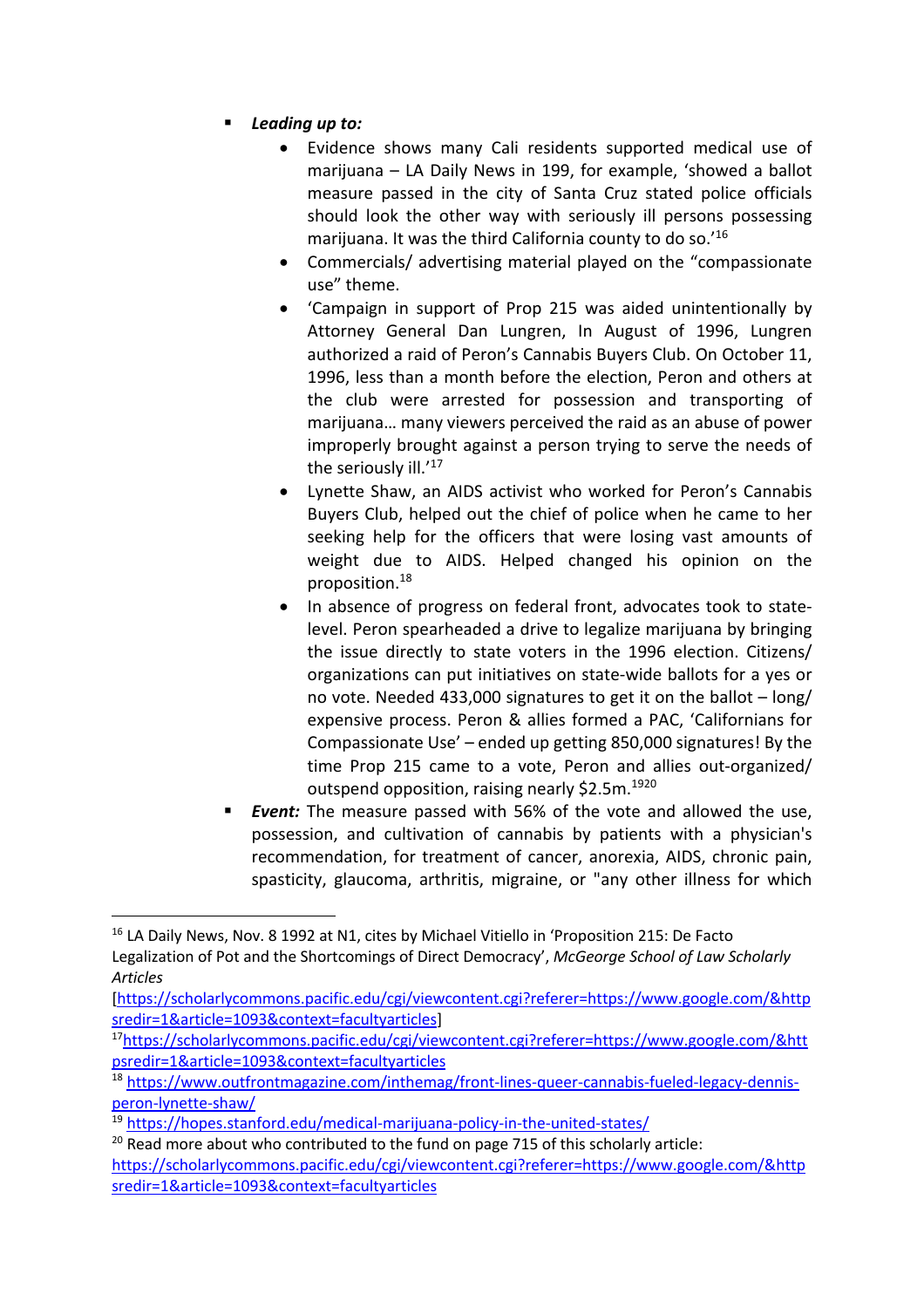- ***Leading up to:***
  - Evidence shows many Cali residents supported medical use of marijuana – LA Daily News in 199, for example, 'showed a ballot measure passed in the city of Santa Cruz stated police officials should look the other way with seriously ill persons possessing marijuana. It was the third California county to do so.'[16]
  - Commercials/ advertising material played on the "compassionate use" theme.
  - 'Campaign in support of Prop 215 was aided unintentionally by Attorney General Dan Lungren, In August of 1996, Lungren authorized a raid of Peron's Cannabis Buyers Club. On October 11, 1996, less than a month before the election, Peron and others at the club were arrested for possession and transporting of marijuana… many viewers perceived the raid as an abuse of power improperly brought against a person trying to serve the needs of the seriously ill.'[17]
  - Lynette Shaw, an AIDS activist who worked for Peron's Cannabis Buyers Club, helped out the chief of police when he came to her seeking help for the officers that were losing vast amounts of weight due to AIDS. Helped changed his opinion on the proposition.[18]
  - In absence of progress on federal front, advocates took to state-level. Peron spearheaded a drive to legalize marijuana by bringing the issue directly to state voters in the 1996 election. Citizens/ organizations can put initiatives on state-wide ballots for a yes or no vote. Needed 433,000 signatures to get it on the ballot – long/ expensive process. Peron & allies formed a PAC, 'Californians for Compassionate Use' – ended up getting 850,000 signatures! By the time Prop 215 came to a vote, Peron and allies out-organized/ outspend opposition, raising nearly \$2.5m.[19][20]
- ***Event:*** The measure passed with 56% of the vote and allowed the use, possession, and cultivation of cannabis by patients with a physician's recommendation, for treatment of cancer, anorexia, AIDS, chronic pain, spasticity, glaucoma, arthritis, migraine, or "any other illness for which

---

[16] LA Daily News, Nov. 8 1992 at N1, cites by Michael Vitiello in 'Proposition 215: De Facto Legalization of Pot and the Shortcomings of Direct Democracy', *McGeorge School of Law Scholarly Articles* [https://scholarlycommons.pacific.edu/cgi/viewcontent.cgi?referer=https://www.google.com/&httpsredir=1&article=1093&context=facultyarticles]

[17] https://scholarlycommons.pacific.edu/cgi/viewcontent.cgi?referer=https://www.google.com/&httpsredir=1&article=1093&context=facultyarticles

[18] https://www.outfrontmagazine.com/inthemag/front-lines-queer-cannabis-fueled-legacy-dennis-peron-lynette-shaw/

[19] https://hopes.stanford.edu/medical-marijuana-policy-in-the-united-states/

[20] Read more about who contributed to the fund on page 715 of this scholarly article: https://scholarlycommons.pacific.edu/cgi/viewcontent.cgi?referer=https://www.google.com/&httpsredir=1&article=1093&context=facultyarticles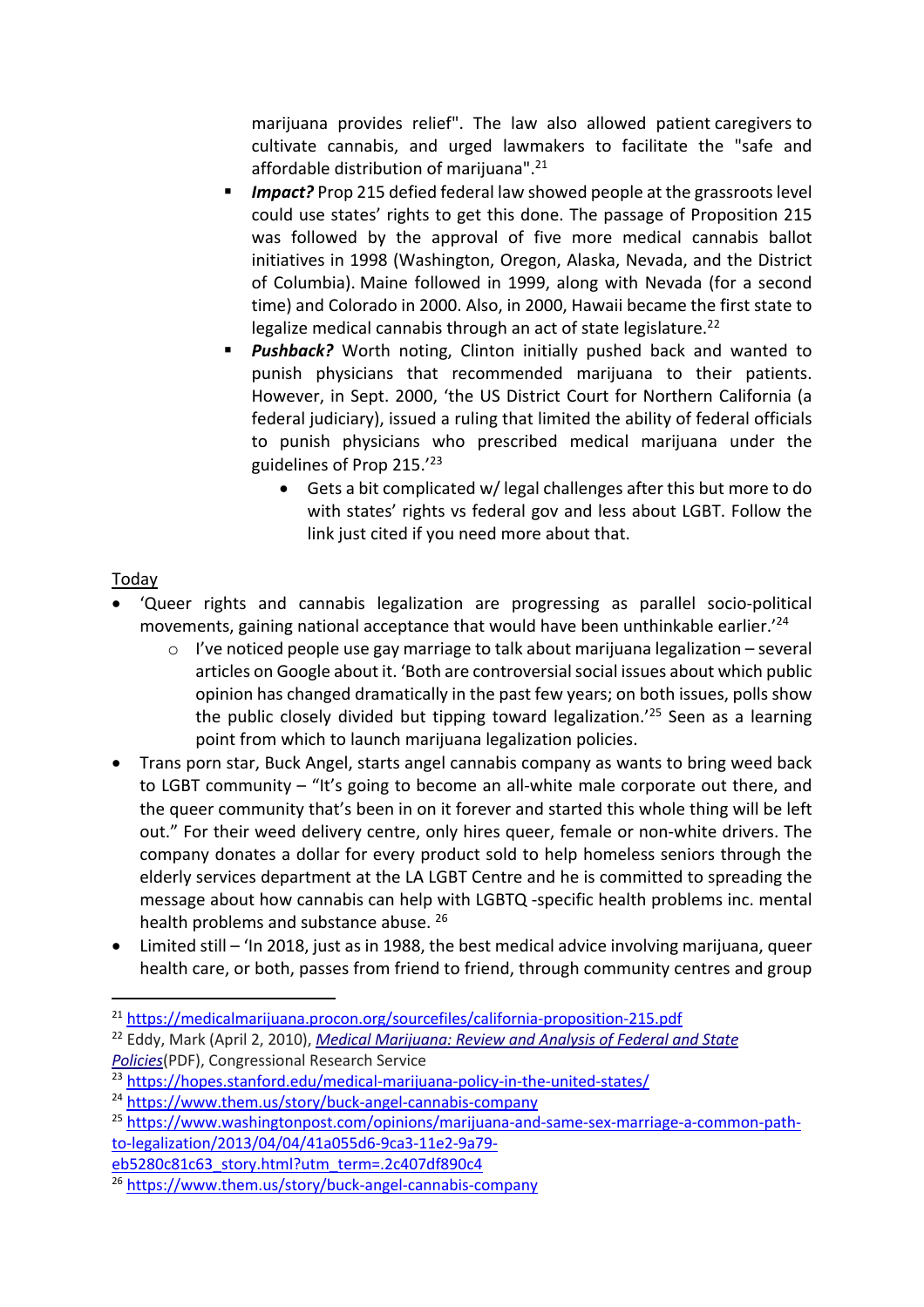marijuana provides relief". The law also allowed patient caregivers to cultivate cannabis, and urged lawmakers to facilitate the "safe and affordable distribution of marijuana".[21]

- ***Impact?*** Prop 215 defied federal law showed people at the grassroots level could use states' rights to get this done. The passage of Proposition 215 was followed by the approval of five more medical cannabis ballot initiatives in 1998 (Washington, Oregon, Alaska, Nevada, and the District of Columbia). Maine followed in 1999, along with Nevada (for a second time) and Colorado in 2000. Also, in 2000, Hawaii became the first state to legalize medical cannabis through an act of state legislature.[22]
- ***Pushback?*** Worth noting, Clinton initially pushed back and wanted to punish physicians that recommended marijuana to their patients. However, in Sept. 2000, 'the US District Court for Northern California (a federal judiciary), issued a ruling that limited the ability of federal officials to punish physicians who prescribed medical marijuana under the guidelines of Prop 215.'[23]
    - Gets a bit complicated w/ legal challenges after this but more to do with states' rights vs federal gov and less about LGBT. Follow the link just cited if you need more about that.

<u>Today</u>

- 'Queer rights and cannabis legalization are progressing as parallel socio-political movements, gaining national acceptance that would have been unthinkable earlier.'[24]
    - I've noticed people use gay marriage to talk about marijuana legalization – several articles on Google about it. 'Both are controversial social issues about which public opinion has changed dramatically in the past few years; on both issues, polls show the public closely divided but tipping toward legalization.'[25] Seen as a learning point from which to launch marijuana legalization policies.
- Trans porn star, Buck Angel, starts angel cannabis company as wants to bring weed back to LGBT community – "It's going to become an all-white male corporate out there, and the queer community that's been in on it forever and started this whole thing will be left out." For their weed delivery centre, only hires queer, female or non-white drivers. The company donates a dollar for every product sold to help homeless seniors through the elderly services department at the LA LGBT Centre and he is committed to spreading the message about how cannabis can help with LGBTQ -specific health problems inc. mental health problems and substance abuse. [26]
- Limited still – 'In 2018, just as in 1988, the best medical advice involving marijuana, queer health care, or both, passes from friend to friend, through community centres and group

---

[21] https://medicalmarijuana.procon.org/sourcefiles/california-proposition-215.pdf

[22] Eddy, Mark (April 2, 2010), *Medical Marijuana: Review and Analysis of Federal and State Policies*(PDF), Congressional Research Service

[23] https://hopes.stanford.edu/medical-marijuana-policy-in-the-united-states/

[24] https://www.them.us/story/buck-angel-cannabis-company

[25] https://www.washingtonpost.com/opinions/marijuana-and-same-sex-marriage-a-common-path-to-legalization/2013/04/04/41a055d6-9ca3-11e2-9a79-eb5280c81c63_story.html?utm_term=.2c407df890c4

[26] https://www.them.us/story/buck-angel-cannabis-company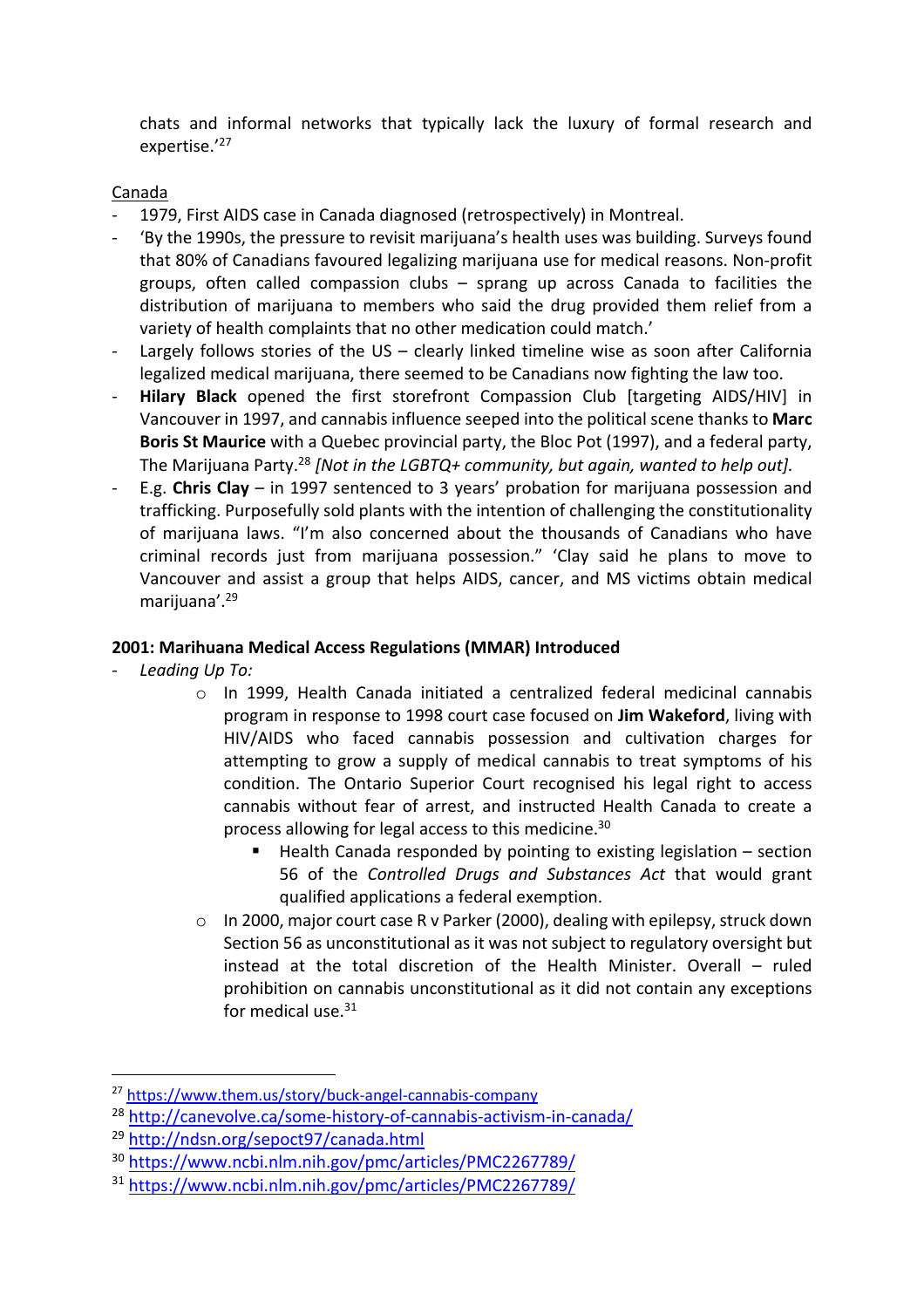chats and informal networks that typically lack the luxury of formal research and expertise.'[27]

<u>Canada</u>

- 1979, First AIDS case in Canada diagnosed (retrospectively) in Montreal.
- 'By the 1990s, the pressure to revisit marijuana's health uses was building. Surveys found that 80% of Canadians favoured legalizing marijuana use for medical reasons. Non-profit groups, often called compassion clubs – sprang up across Canada to facilities the distribution of marijuana to members who said the drug provided them relief from a variety of health complaints that no other medication could match.'
- Largely follows stories of the US – clearly linked timeline wise as soon after California legalized medical marijuana, there seemed to be Canadians now fighting the law too.
- **Hilary Black** opened the first storefront Compassion Club [targeting AIDS/HIV] in Vancouver in 1997, and cannabis influence seeped into the political scene thanks to **Marc Boris St Maurice** with a Quebec provincial party, the Bloc Pot (1997), and a federal party, The Marijuana Party.[28] *[Not in the LGBTQ+ community, but again, wanted to help out].*
- E.g. **Chris Clay** – in 1997 sentenced to 3 years' probation for marijuana possession and trafficking. Purposefully sold plants with the intention of challenging the constitutionality of marijuana laws. "I'm also concerned about the thousands of Canadians who have criminal records just from marijuana possession." 'Clay said he plans to move to Vancouver and assist a group that helps AIDS, cancer, and MS victims obtain medical marijuana'.[29]

**2001: Marihuana Medical Access Regulations (MMAR) Introduced**

- *Leading Up To:*
    - In 1999, Health Canada initiated a centralized federal medicinal cannabis program in response to 1998 court case focused on **Jim Wakeford**, living with HIV/AIDS who faced cannabis possession and cultivation charges for attempting to grow a supply of medical cannabis to treat symptoms of his condition. The Ontario Superior Court recognised his legal right to access cannabis without fear of arrest, and instructed Health Canada to create a process allowing for legal access to this medicine.[30]
        - Health Canada responded by pointing to existing legislation – section 56 of the *Controlled Drugs and Substances Act* that would grant qualified applications a federal exemption.
    - In 2000, major court case R v Parker (2000), dealing with epilepsy, struck down Section 56 as unconstitutional as it was not subject to regulatory oversight but instead at the total discretion of the Health Minister. Overall – ruled prohibition on cannabis unconstitutional as it did not contain any exceptions for medical use.[31]

---

[27] https://www.them.us/story/buck-angel-cannabis-company

[28] http://canevolve.ca/some-history-of-cannabis-activism-in-canada/

[29] http://ndsn.org/sepoct97/canada.html

[30] https://www.ncbi.nlm.nih.gov/pmc/articles/PMC2267789/

[31] https://www.ncbi.nlm.nih.gov/pmc/articles/PMC2267789/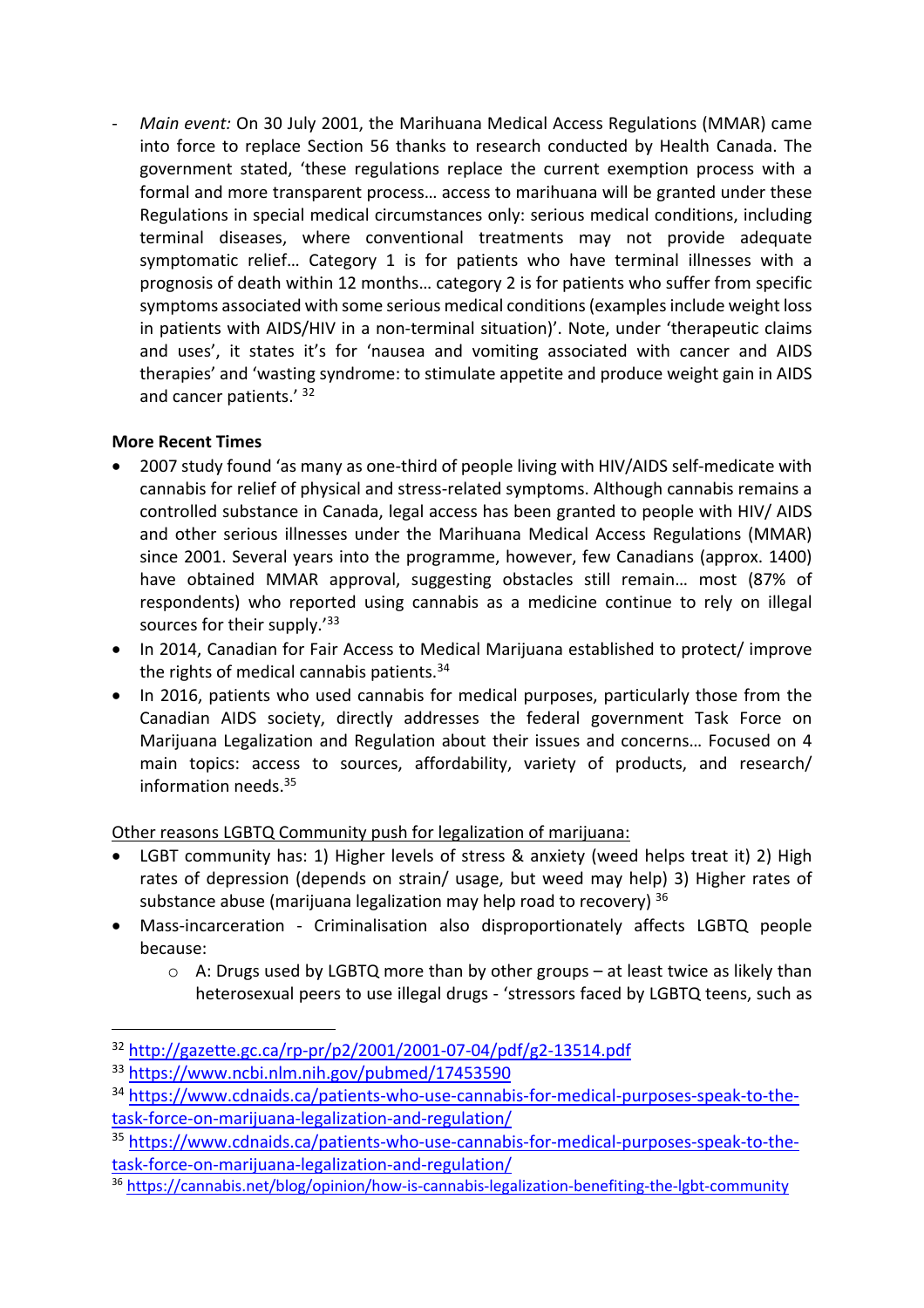- *Main event:* On 30 July 2001, the Marihuana Medical Access Regulations (MMAR) came into force to replace Section 56 thanks to research conducted by Health Canada. The government stated, 'these regulations replace the current exemption process with a formal and more transparent process… access to marihuana will be granted under these Regulations in special medical circumstances only: serious medical conditions, including terminal diseases, where conventional treatments may not provide adequate symptomatic relief… Category 1 is for patients who have terminal illnesses with a prognosis of death within 12 months… category 2 is for patients who suffer from specific symptoms associated with some serious medical conditions (examples include weight loss in patients with AIDS/HIV in a non-terminal situation)'. Note, under 'therapeutic claims and uses', it states it's for 'nausea and vomiting associated with cancer and AIDS therapies' and 'wasting syndrome: to stimulate appetite and produce weight gain in AIDS and cancer patients.' [32]

**More Recent Times**

- 2007 study found 'as many as one-third of people living with HIV/AIDS self-medicate with cannabis for relief of physical and stress-related symptoms. Although cannabis remains a controlled substance in Canada, legal access has been granted to people with HIV/ AIDS and other serious illnesses under the Marihuana Medical Access Regulations (MMAR) since 2001. Several years into the programme, however, few Canadians (approx. 1400) have obtained MMAR approval, suggesting obstacles still remain… most (87% of respondents) who reported using cannabis as a medicine continue to rely on illegal sources for their supply.'[33]
- In 2014, Canadian for Fair Access to Medical Marijuana established to protect/ improve the rights of medical cannabis patients.[34]
- In 2016, patients who used cannabis for medical purposes, particularly those from the Canadian AIDS society, directly addresses the federal government Task Force on Marijuana Legalization and Regulation about their issues and concerns… Focused on 4 main topics: access to sources, affordability, variety of products, and research/ information needs.[35]

Other reasons LGBTQ Community push for legalization of marijuana:

- LGBT community has: 1) Higher levels of stress & anxiety (weed helps treat it) 2) High rates of depression (depends on strain/ usage, but weed may help) 3) Higher rates of substance abuse (marijuana legalization may help road to recovery) [36]
- Mass-incarceration - Criminalisation also disproportionately affects LGBTQ people because:
  - A: Drugs used by LGBTQ more than by other groups – at least twice as likely than heterosexual peers to use illegal drugs - 'stressors faced by LGBTQ teens, such as

---

[32] http://gazette.gc.ca/rp-pr/p2/2001/2001-07-04/pdf/g2-13514.pdf

[33] https://www.ncbi.nlm.nih.gov/pubmed/17453590

[34] https://www.cdnaids.ca/patients-who-use-cannabis-for-medical-purposes-speak-to-the-task-force-on-marijuana-legalization-and-regulation/

[35] https://www.cdnaids.ca/patients-who-use-cannabis-for-medical-purposes-speak-to-the-task-force-on-marijuana-legalization-and-regulation/

[36] https://cannabis.net/blog/opinion/how-is-cannabis-legalization-benefiting-the-lgbt-community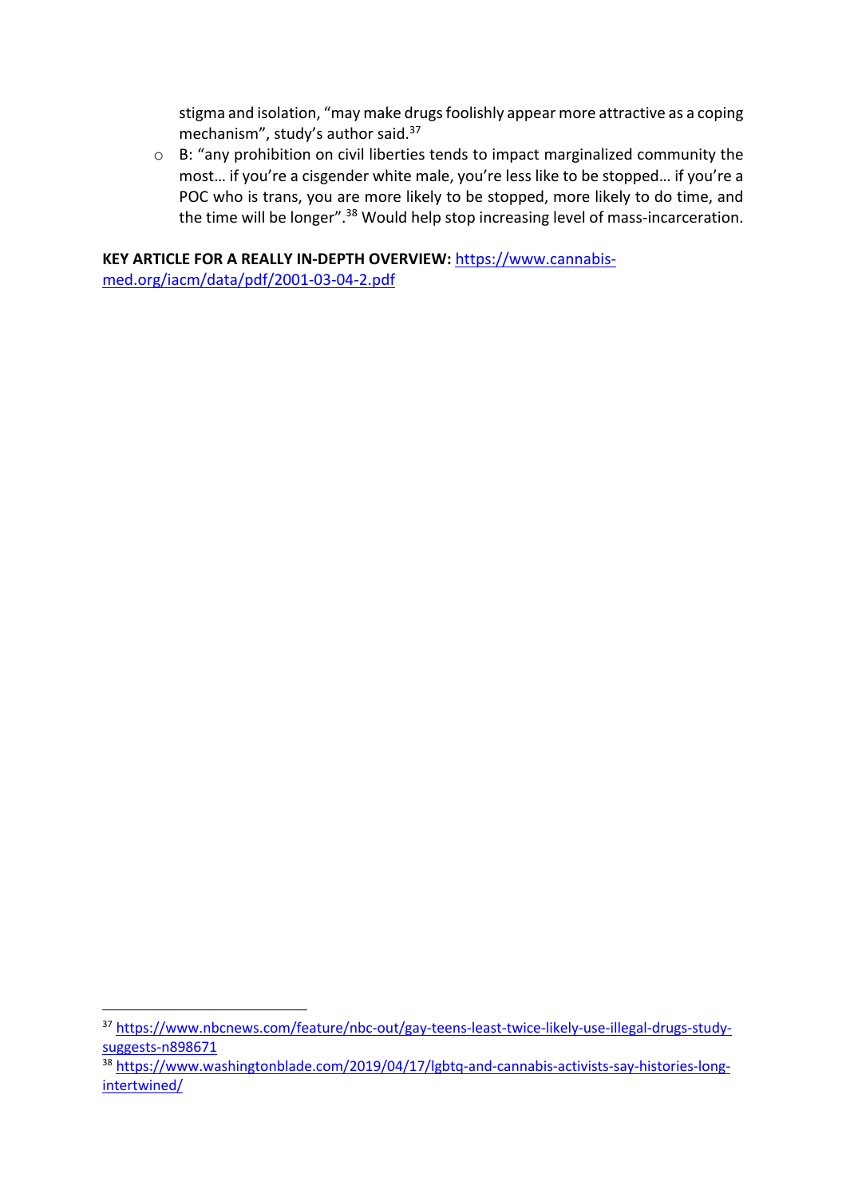stigma and isolation, "may make drugs foolishly appear more attractive as a coping mechanism", study's author said.[37]

- B: "any prohibition on civil liberties tends to impact marginalized community the most… if you're a cisgender white male, you're less like to be stopped… if you're a POC who is trans, you are more likely to be stopped, more likely to do time, and the time will be longer".[38] Would help stop increasing level of mass-incarceration.

**KEY ARTICLE FOR A REALLY IN-DEPTH OVERVIEW:** https://www.cannabis-med.org/iacm/data/pdf/2001-03-04-2.pdf

[37] https://www.nbcnews.com/feature/nbc-out/gay-teens-least-twice-likely-use-illegal-drugs-study-suggests-n898671

[38] https://www.washingtonblade.com/2019/04/17/lgbtq-and-cannabis-activists-say-histories-long-intertwined/